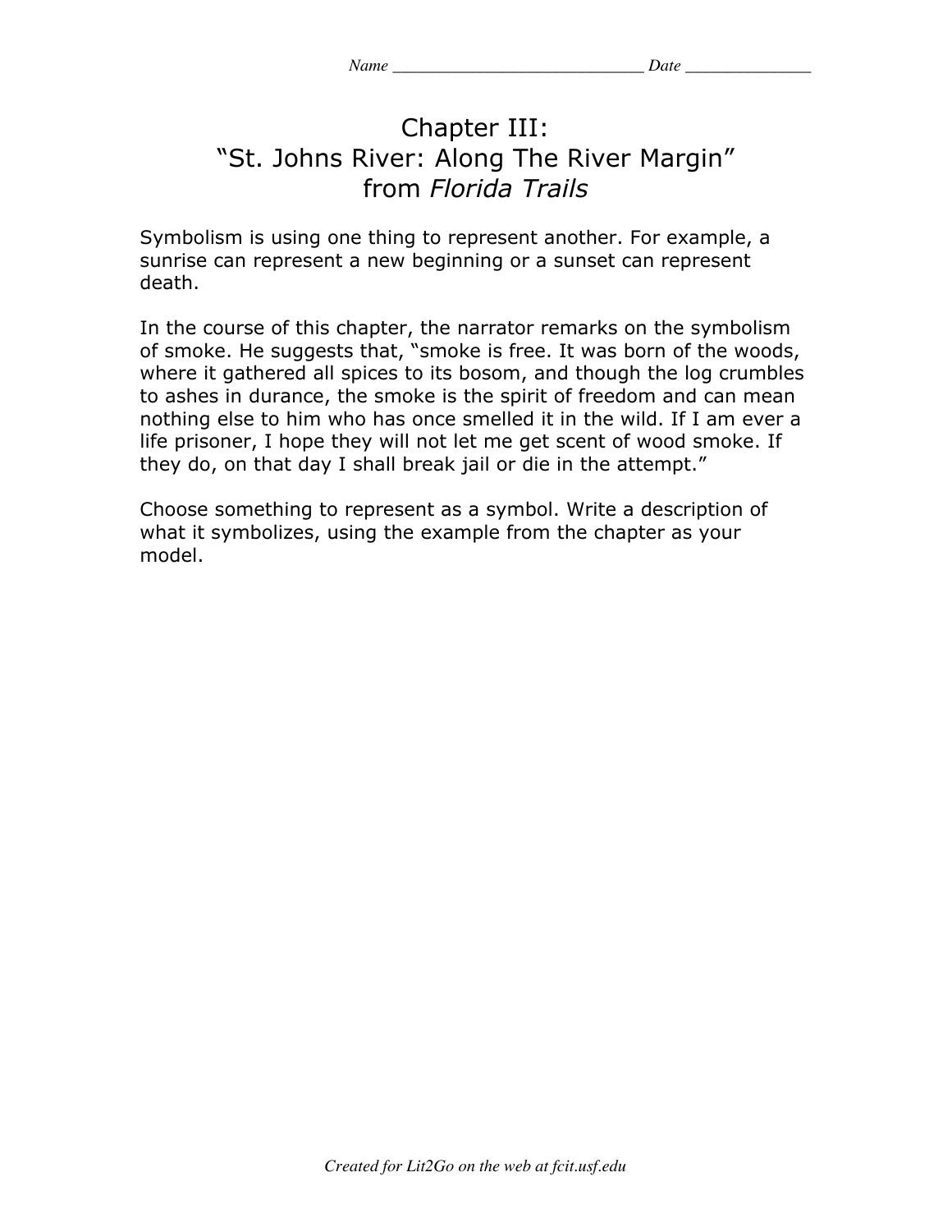Name ____________________________ Date ______________

# Chapter III:
# "St. Johns River: Along The River Margin"
# from *Florida Trails*

Symbolism is using one thing to represent another. For example, a sunrise can represent a new beginning or a sunset can represent death.

In the course of this chapter, the narrator remarks on the symbolism of smoke. He suggests that, "smoke is free. It was born of the woods, where it gathered all spices to its bosom, and though the log crumbles to ashes in durance, the smoke is the spirit of freedom and can mean nothing else to him who has once smelled it in the wild. If I am ever a life prisoner, I hope they will not let me get scent of wood smoke. If they do, on that day I shall break jail or die in the attempt."

Choose something to represent as a symbol. Write a description of what it symbolizes, using the example from the chapter as your model.

*Created for Lit2Go on the web at fcit.usf.edu*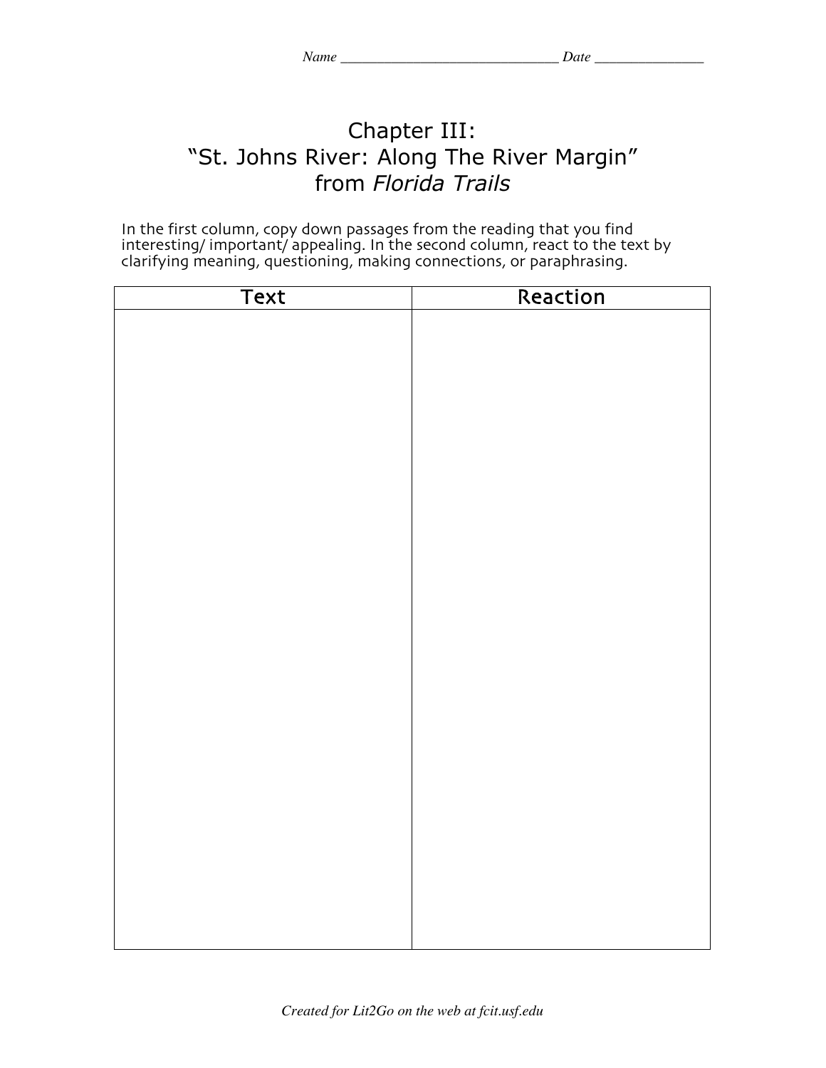Name ______________________________ Date _______________

# Chapter III:
# "St. Johns River: Along The River Margin"
# from *Florida Trails*

In the first column, copy down passages from the reading that you find interesting/ important/ appealing. In the second column, react to the text by clarifying meaning, questioning, making connections, or paraphrasing.

| Text | Reaction |
| --- | --- |
| | |

*Created for Lit2Go on the web at fcit.usf.edu*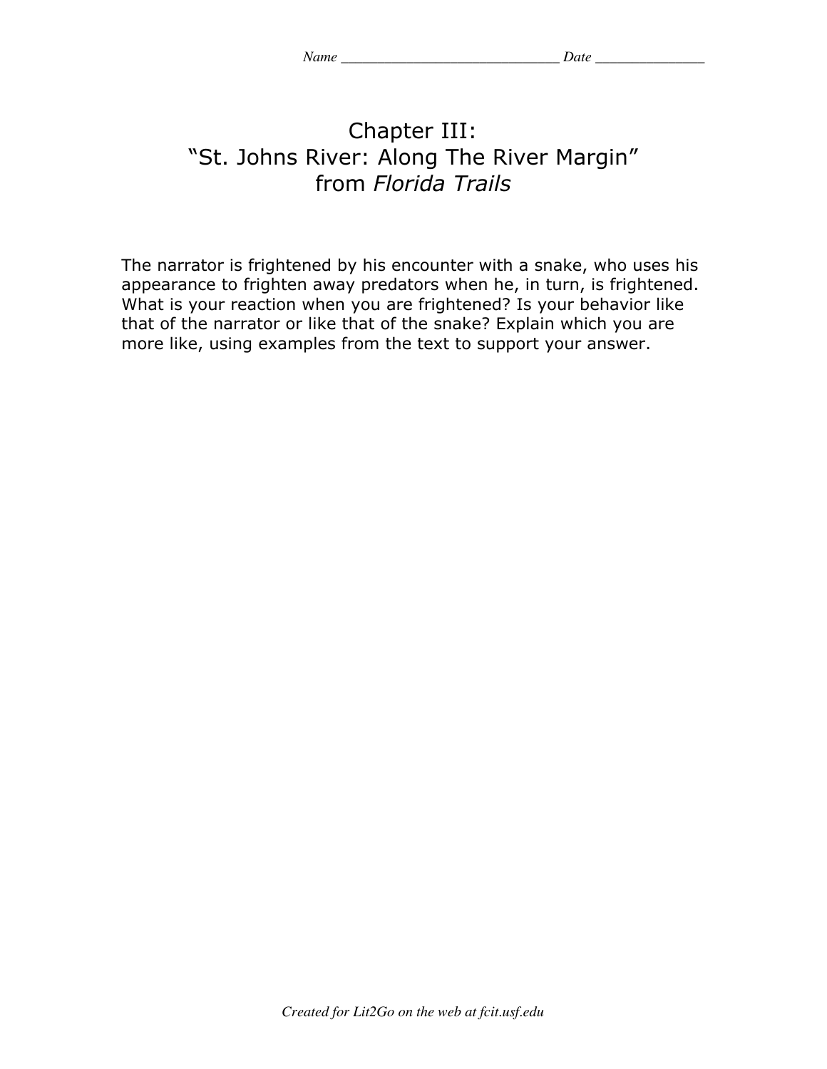Name ______________________________ Date _______________

# Chapter III: "St. Johns River: Along The River Margin" from *Florida Trails*

The narrator is frightened by his encounter with a snake, who uses his appearance to frighten away predators when he, in turn, is frightened. What is your reaction when you are frightened? Is your behavior like that of the narrator or like that of the snake? Explain which you are more like, using examples from the text to support your answer.